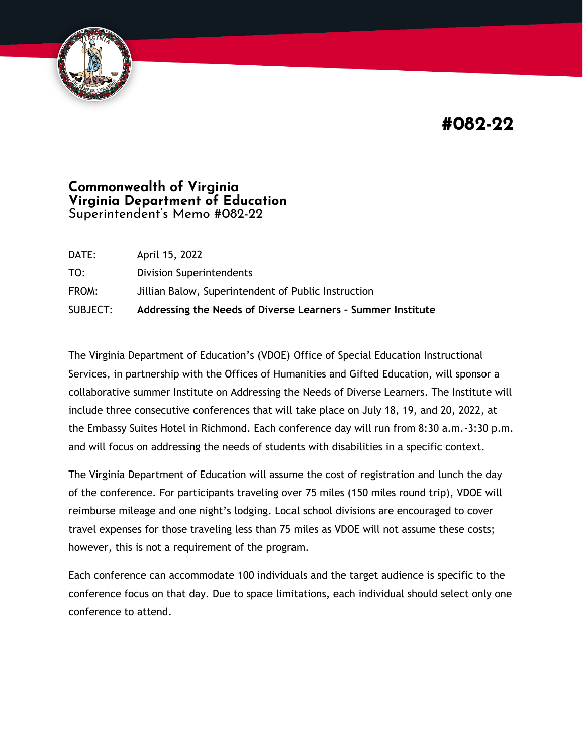# #082-22

**Commonwealth of Virginia**
**Virginia Department of Education**
Superintendent's Memo #082-22

| | |
|---|---|
| DATE: | April 15, 2022 |
| TO: | Division Superintendents |
| FROM: | Jillian Balow, Superintendent of Public Instruction |
| SUBJECT: | **Addressing the Needs of Diverse Learners – Summer Institute** |

The Virginia Department of Education's (VDOE) Office of Special Education Instructional Services, in partnership with the Offices of Humanities and Gifted Education, will sponsor a collaborative summer Institute on Addressing the Needs of Diverse Learners. The Institute will include three consecutive conferences that will take place on July 18, 19, and 20, 2022, at the Embassy Suites Hotel in Richmond. Each conference day will run from 8:30 a.m.-3:30 p.m. and will focus on addressing the needs of students with disabilities in a specific context.

The Virginia Department of Education will assume the cost of registration and lunch the day of the conference. For participants traveling over 75 miles (150 miles round trip), VDOE will reimburse mileage and one night's lodging. Local school divisions are encouraged to cover travel expenses for those traveling less than 75 miles as VDOE will not assume these costs; however, this is not a requirement of the program.

Each conference can accommodate 100 individuals and the target audience is specific to the conference focus on that day. Due to space limitations, each individual should select only one conference to attend.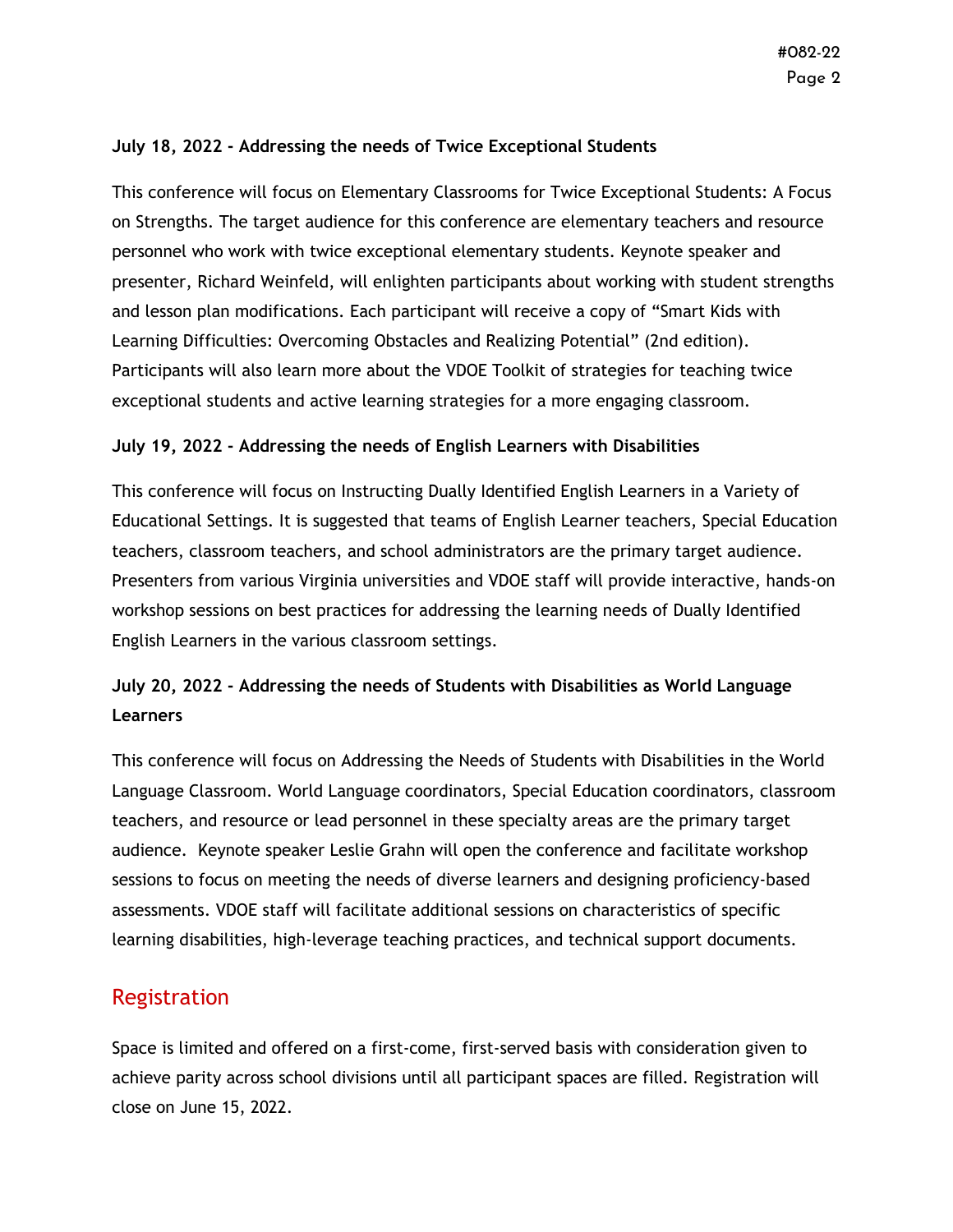**July 18, 2022 - Addressing the needs of Twice Exceptional Students**

This conference will focus on Elementary Classrooms for Twice Exceptional Students: A Focus on Strengths. The target audience for this conference are elementary teachers and resource personnel who work with twice exceptional elementary students. Keynote speaker and presenter, Richard Weinfeld, will enlighten participants about working with student strengths and lesson plan modifications. Each participant will receive a copy of "Smart Kids with Learning Difficulties: Overcoming Obstacles and Realizing Potential" (2nd edition). Participants will also learn more about the VDOE Toolkit of strategies for teaching twice exceptional students and active learning strategies for a more engaging classroom.

**July 19, 2022 - Addressing the needs of English Learners with Disabilities**

This conference will focus on Instructing Dually Identified English Learners in a Variety of Educational Settings. It is suggested that teams of English Learner teachers, Special Education teachers, classroom teachers, and school administrators are the primary target audience. Presenters from various Virginia universities and VDOE staff will provide interactive, hands-on workshop sessions on best practices for addressing the learning needs of Dually Identified English Learners in the various classroom settings.

**July 20, 2022 - Addressing the needs of Students with Disabilities as World Language Learners**

This conference will focus on Addressing the Needs of Students with Disabilities in the World Language Classroom. World Language coordinators, Special Education coordinators, classroom teachers, and resource or lead personnel in these specialty areas are the primary target audience. Keynote speaker Leslie Grahn will open the conference and facilitate workshop sessions to focus on meeting the needs of diverse learners and designing proficiency-based assessments. VDOE staff will facilitate additional sessions on characteristics of specific learning disabilities, high-leverage teaching practices, and technical support documents.

## Registration

Space is limited and offered on a first-come, first-served basis with consideration given to achieve parity across school divisions until all participant spaces are filled. Registration will close on June 15, 2022.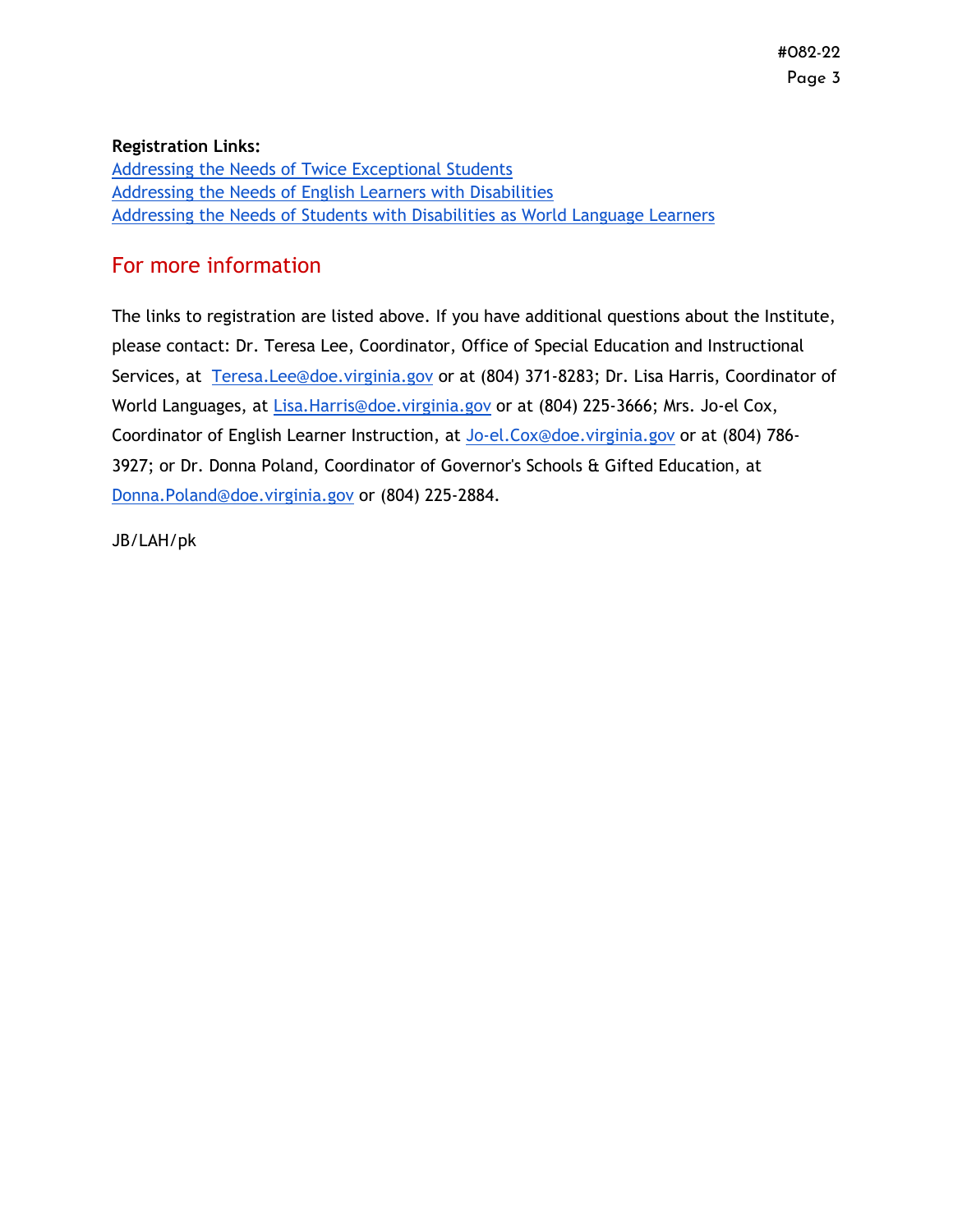**Registration Links:**
Addressing the Needs of Twice Exceptional Students
Addressing the Needs of English Learners with Disabilities
Addressing the Needs of Students with Disabilities as World Language Learners

## For more information

The links to registration are listed above. If you have additional questions about the Institute, please contact: Dr. Teresa Lee, Coordinator, Office of Special Education and Instructional Services, at Teresa.Lee@doe.virginia.gov or at (804) 371-8283; Dr. Lisa Harris, Coordinator of World Languages, at Lisa.Harris@doe.virginia.gov or at (804) 225-3666; Mrs. Jo-el Cox, Coordinator of English Learner Instruction, at Jo-el.Cox@doe.virginia.gov or at (804) 786-3927; or Dr. Donna Poland, Coordinator of Governor's Schools & Gifted Education, at Donna.Poland@doe.virginia.gov or (804) 225-2884.

JB/LAH/pk